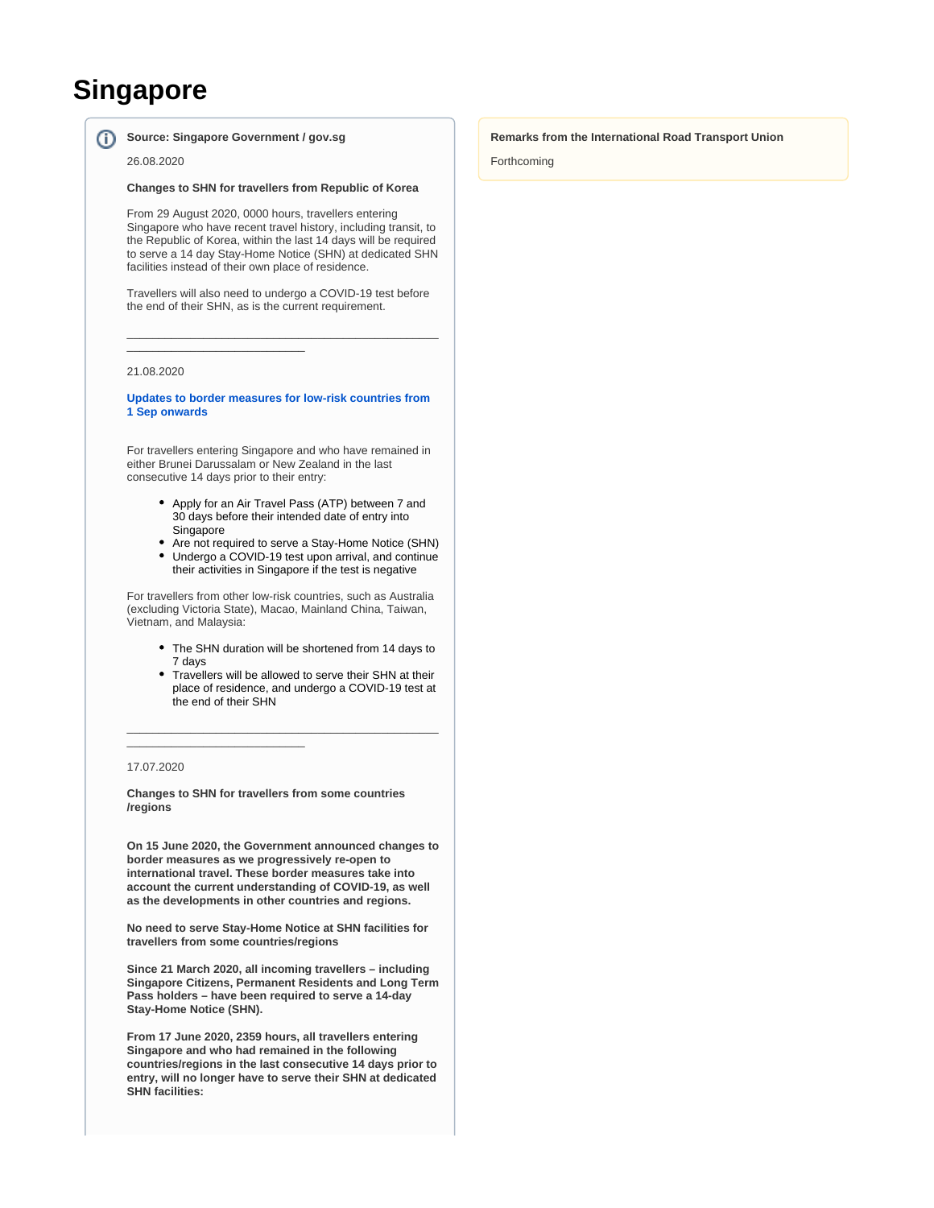# Singapore

**Source: Singapore Government / gov.sg**

26.08.2020

**Changes to SHN for travellers from Republic of Korea**

From 29 August 2020, 0000 hours, travellers entering Singapore who have recent travel history, including transit, to the Republic of Korea, within the last 14 days will be required to serve a 14 day Stay-Home Notice (SHN) at dedicated SHN facilities instead of their own place of residence.

Travellers will also need to undergo a COVID-19 test before the end of their SHN, as is the current requirement.

---

21.08.2020

**Updates to border measures for low-risk countries from 1 Sep onwards**

For travellers entering Singapore and who have remained in either Brunei Darussalam or New Zealand in the last consecutive 14 days prior to their entry:

- Apply for an Air Travel Pass (ATP) between 7 and 30 days before their intended date of entry into Singapore
- Are not required to serve a Stay-Home Notice (SHN)
- Undergo a COVID-19 test upon arrival, and continue their activities in Singapore if the test is negative

For travellers from other low-risk countries, such as Australia (excluding Victoria State), Macao, Mainland China, Taiwan, Vietnam, and Malaysia:

- The SHN duration will be shortened from 14 days to 7 days
- Travellers will be allowed to serve their SHN at their place of residence, and undergo a COVID-19 test at the end of their SHN

---

17.07.2020

**Changes to SHN for travellers from some countries /regions**

**On 15 June 2020, the Government announced changes to border measures as we progressively re-open to international travel. These border measures take into account the current understanding of COVID-19, as well as the developments in other countries and regions.**

**No need to serve Stay-Home Notice at SHN facilities for travellers from some countries/regions**

**Since 21 March 2020, all incoming travellers – including Singapore Citizens, Permanent Residents and Long Term Pass holders – have been required to serve a 14-day Stay-Home Notice (SHN).**

**From 17 June 2020, 2359 hours, all travellers entering Singapore and who had remained in the following countries/regions in the last consecutive 14 days prior to entry, will no longer have to serve their SHN at dedicated SHN facilities:**

**Remarks from the International Road Transport Union**

Forthcoming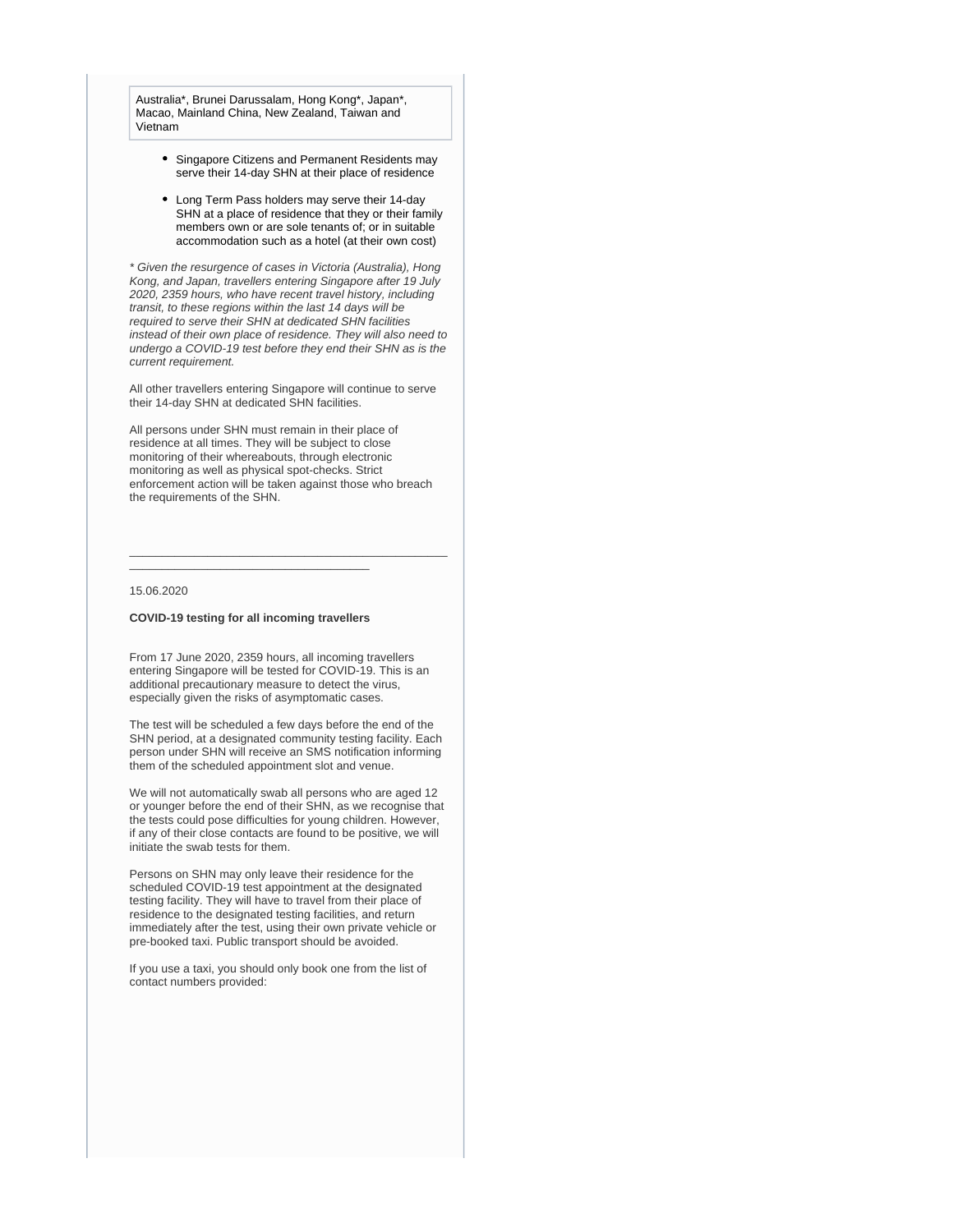Australia*, Brunei Darussalam, Hong Kong*, Japan*, Macao, Mainland China, New Zealand, Taiwan and Vietnam

- Singapore Citizens and Permanent Residents may serve their 14-day SHN at their place of residence
- Long Term Pass holders may serve their 14-day SHN at a place of residence that they or their family members own or are sole tenants of; or in suitable accommodation such as a hotel (at their own cost)

*\* Given the resurgence of cases in Victoria (Australia), Hong Kong, and Japan, travellers entering Singapore after 19 July 2020, 2359 hours, who have recent travel history, including transit, to these regions within the last 14 days will be required to serve their SHN at dedicated SHN facilities instead of their own place of residence. They will also need to undergo a COVID-19 test before they end their SHN as is the current requirement.*

All other travellers entering Singapore will continue to serve their 14-day SHN at dedicated SHN facilities.

All persons under SHN must remain in their place of residence at all times. They will be subject to close monitoring of their whereabouts, through electronic monitoring as well as physical spot-checks. Strict enforcement action will be taken against those who breach the requirements of the SHN.

---

15.06.2020

**COVID-19 testing for all incoming travellers**

From 17 June 2020, 2359 hours, all incoming travellers entering Singapore will be tested for COVID-19. This is an additional precautionary measure to detect the virus, especially given the risks of asymptomatic cases.

The test will be scheduled a few days before the end of the SHN period, at a designated community testing facility. Each person under SHN will receive an SMS notification informing them of the scheduled appointment slot and venue.

We will not automatically swab all persons who are aged 12 or younger before the end of their SHN, as we recognise that the tests could pose difficulties for young children. However, if any of their close contacts are found to be positive, we will initiate the swab tests for them.

Persons on SHN may only leave their residence for the scheduled COVID-19 test appointment at the designated testing facility. They will have to travel from their place of residence to the designated testing facilities, and return immediately after the test, using their own private vehicle or pre-booked taxi. Public transport should be avoided.

If you use a taxi, you should only book one from the list of contact numbers provided: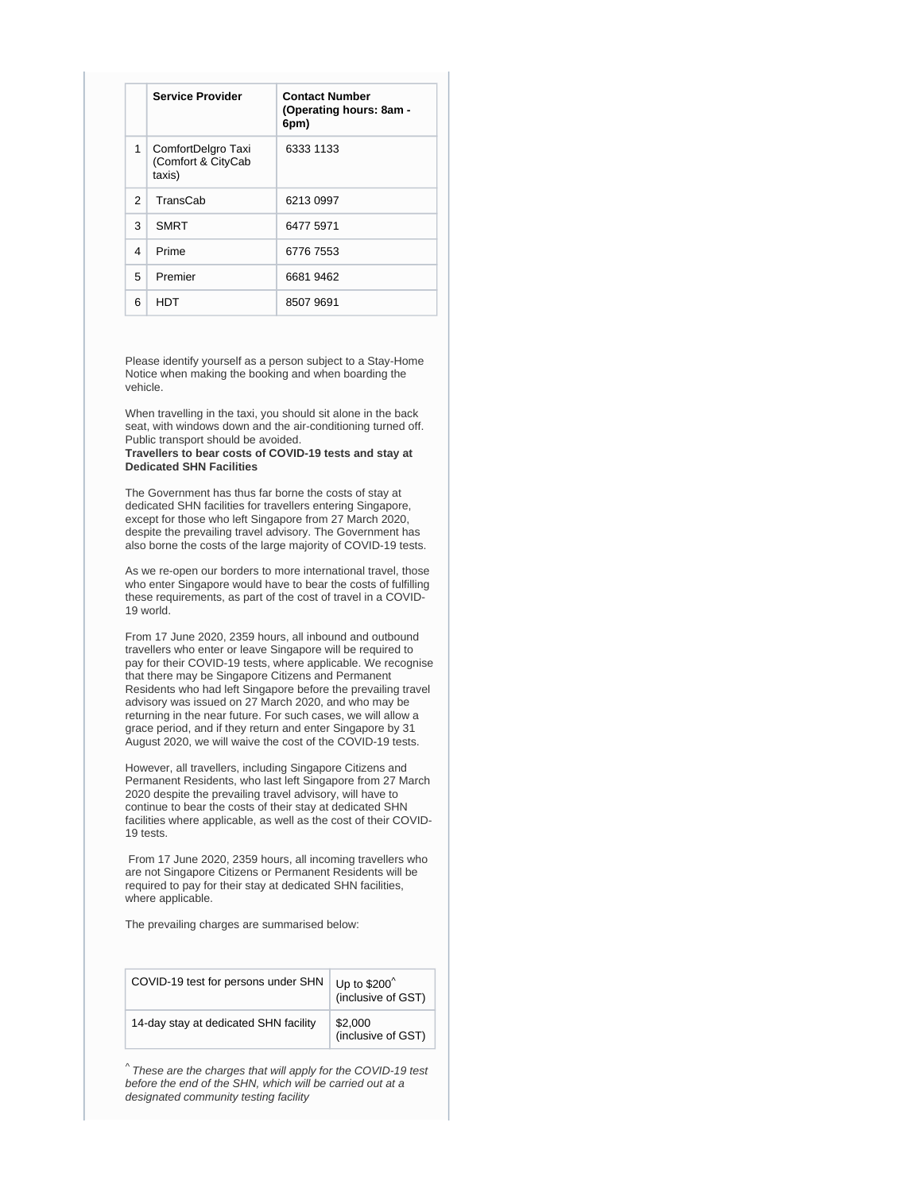| | Service Provider | Contact Number (Operating hours: 8am - 6pm) |
|---|---|---|
| 1 | ComfortDelgro Taxi (Comfort & CityCab taxis) | 6333 1133 |
| 2 | TransCab | 6213 0997 |
| 3 | SMRT | 6477 5971 |
| 4 | Prime | 6776 7553 |
| 5 | Premier | 6681 9462 |
| 6 | HDT | 8507 9691 |

Please identify yourself as a person subject to a Stay-Home Notice when making the booking and when boarding the vehicle.

When travelling in the taxi, you should sit alone in the back seat, with windows down and the air-conditioning turned off. Public transport should be avoided.

**Travellers to bear costs of COVID-19 tests and stay at Dedicated SHN Facilities**

The Government has thus far borne the costs of stay at dedicated SHN facilities for travellers entering Singapore, except for those who left Singapore from 27 March 2020, despite the prevailing travel advisory. The Government has also borne the costs of the large majority of COVID-19 tests.

As we re-open our borders to more international travel, those who enter Singapore would have to bear the costs of fulfilling these requirements, as part of the cost of travel in a COVID-19 world.

From 17 June 2020, 2359 hours, all inbound and outbound travellers who enter or leave Singapore will be required to pay for their COVID-19 tests, where applicable. We recognise that there may be Singapore Citizens and Permanent Residents who had left Singapore before the prevailing travel advisory was issued on 27 March 2020, and who may be returning in the near future. For such cases, we will allow a grace period, and if they return and enter Singapore by 31 August 2020, we will waive the cost of the COVID-19 tests.

However, all travellers, including Singapore Citizens and Permanent Residents, who last left Singapore from 27 March 2020 despite the prevailing travel advisory, will have to continue to bear the costs of their stay at dedicated SHN facilities where applicable, as well as the cost of their COVID-19 tests.

From 17 June 2020, 2359 hours, all incoming travellers who are not Singapore Citizens or Permanent Residents will be required to pay for their stay at dedicated SHN facilities, where applicable.

The prevailing charges are summarised below:

| | |
|---|---|
| COVID-19 test for persons under SHN | Up to $200^ (inclusive of GST) |
| 14-day stay at dedicated SHN facility | $2,000 (inclusive of GST) |

*^ These are the charges that will apply for the COVID-19 test before the end of the SHN, which will be carried out at a designated community testing facility*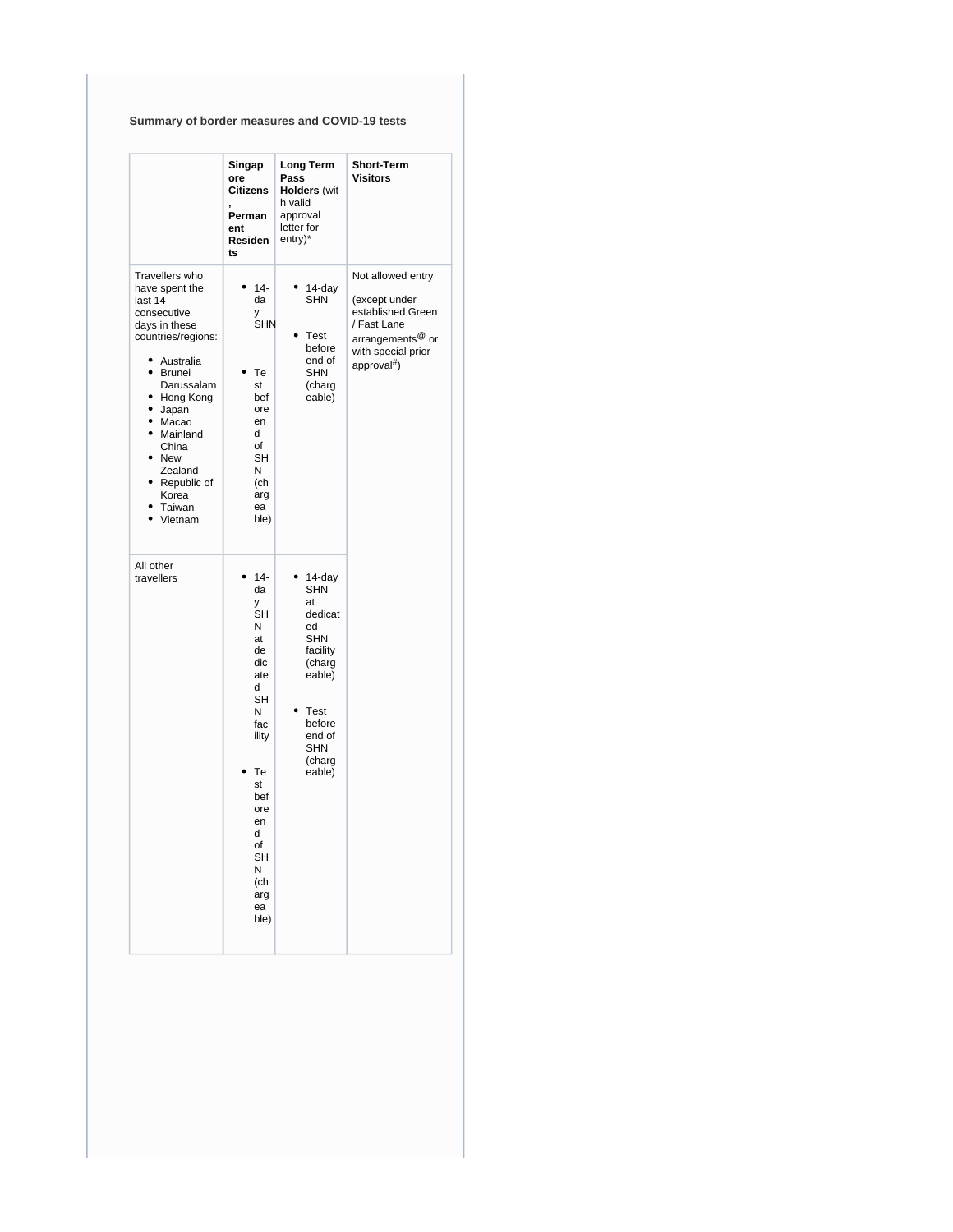**Summary of border measures and COVID-19 tests**

| | **Singapore Citizens, Permanent Residents** | **Long Term Pass Holders** (with valid approval letter for entry)* | **Short-Term Visitors** |
|---|---|---|---|
| Travellers who have spent the last 14 consecutive days in these countries/regions:<br>• Australia<br>• Brunei Darussalam<br>• Hong Kong<br>• Japan<br>• Macao<br>• Mainland China<br>• New Zealand<br>• Republic of Korea<br>• Taiwan<br>• Vietnam | • 14-day SHN<br>• Test before end of SHN (chargeable) | • 14-day SHN<br>• Test before end of SHN (chargeable) | Not allowed entry<br><br>(except under established Green / Fast Lane arrangements[@] or with special prior approval[#]) |
| All other travellers | • 14-day SHN at dedicated SHN facility<br>• Test before end of SHN (chargeable) | • 14-day SHN at dedicated SHN facility (chargeable)<br>• Test before end of SHN (chargeable) | |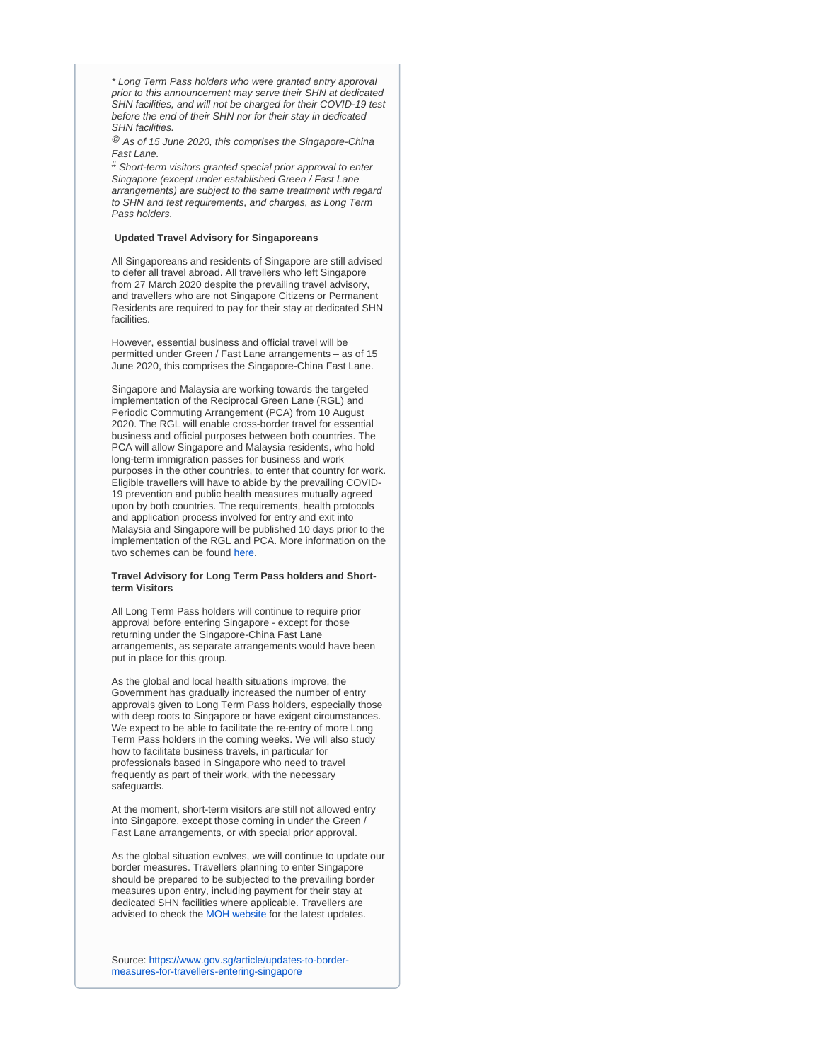*\* Long Term Pass holders who were granted entry approval prior to this announcement may serve their SHN at dedicated SHN facilities, and will not be charged for their COVID-19 test before the end of their SHN nor for their stay in dedicated SHN facilities.*

*@ As of 15 June 2020, this comprises the Singapore-China Fast Lane.*

*# Short-term visitors granted special prior approval to enter Singapore (except under established Green / Fast Lane arrangements) are subject to the same treatment with regard to SHN and test requirements, and charges, as Long Term Pass holders.*

**Updated Travel Advisory for Singaporeans**

All Singaporeans and residents of Singapore are still advised to defer all travel abroad. All travellers who left Singapore from 27 March 2020 despite the prevailing travel advisory, and travellers who are not Singapore Citizens or Permanent Residents are required to pay for their stay at dedicated SHN facilities.

However, essential business and official travel will be permitted under Green / Fast Lane arrangements – as of 15 June 2020, this comprises the Singapore-China Fast Lane.

Singapore and Malaysia are working towards the targeted implementation of the Reciprocal Green Lane (RGL) and Periodic Commuting Arrangement (PCA) from 10 August 2020. The RGL will enable cross-border travel for essential business and official purposes between both countries. The PCA will allow Singapore and Malaysia residents, who hold long-term immigration passes for business and work purposes in the other countries, to enter that country for work. Eligible travellers will have to abide by the prevailing COVID-19 prevention and public health measures mutually agreed upon by both countries. The requirements, health protocols and application process involved for entry and exit into Malaysia and Singapore will be published 10 days prior to the implementation of the RGL and PCA. More information on the two schemes can be found here.

**Travel Advisory for Long Term Pass holders and Short-term Visitors**

All Long Term Pass holders will continue to require prior approval before entering Singapore - except for those returning under the Singapore-China Fast Lane arrangements, as separate arrangements would have been put in place for this group.

As the global and local health situations improve, the Government has gradually increased the number of entry approvals given to Long Term Pass holders, especially those with deep roots to Singapore or have exigent circumstances. We expect to be able to facilitate the re-entry of more Long Term Pass holders in the coming weeks. We will also study how to facilitate business travels, in particular for professionals based in Singapore who need to travel frequently as part of their work, with the necessary safeguards.

At the moment, short-term visitors are still not allowed entry into Singapore, except those coming in under the Green / Fast Lane arrangements, or with special prior approval.

As the global situation evolves, we will continue to update our border measures. Travellers planning to enter Singapore should be prepared to be subjected to the prevailing border measures upon entry, including payment for their stay at dedicated SHN facilities where applicable. Travellers are advised to check the MOH website for the latest updates.

Source: https://www.gov.sg/article/updates-to-border-measures-for-travellers-entering-singapore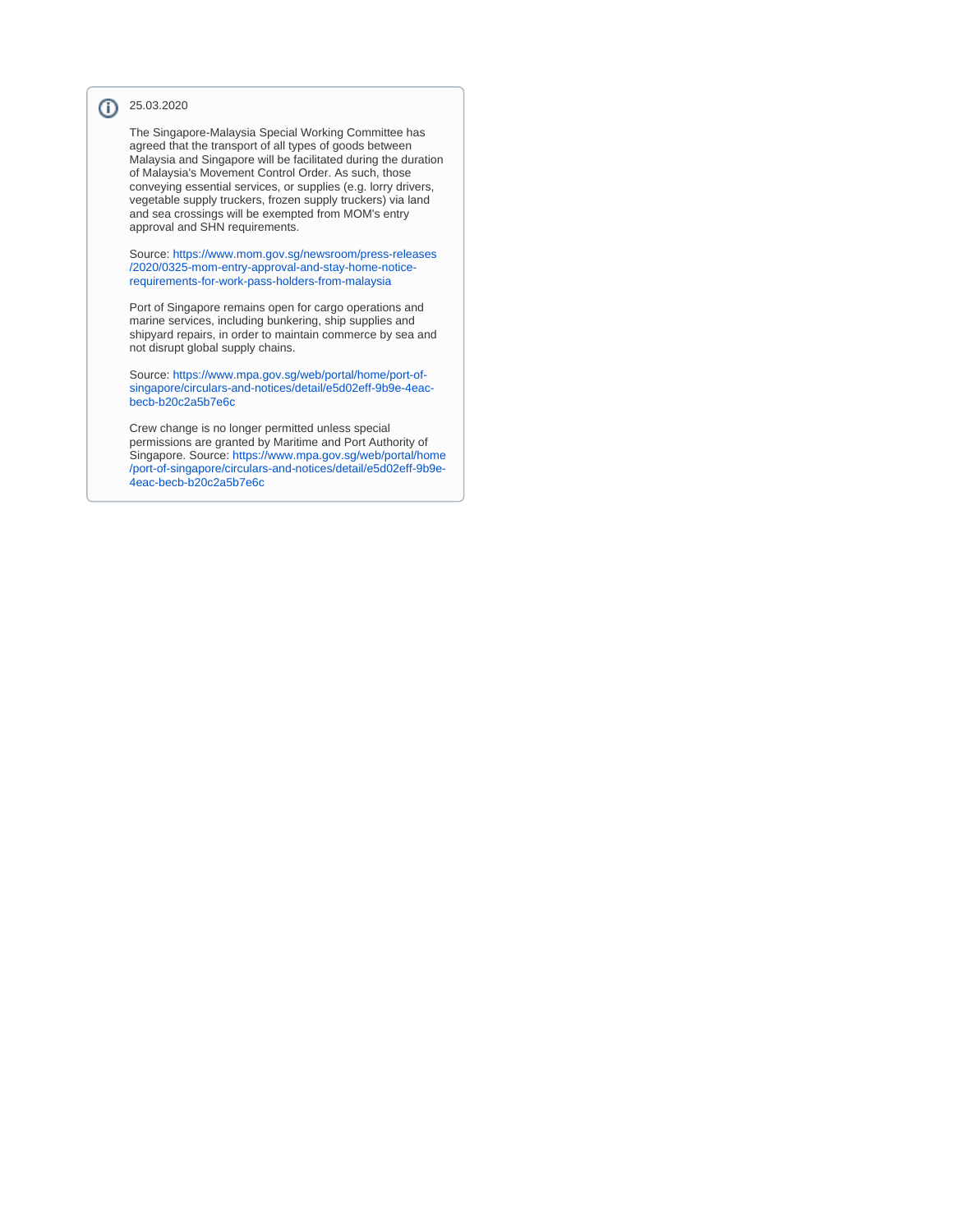25.03.2020

The Singapore-Malaysia Special Working Committee has agreed that the transport of all types of goods between Malaysia and Singapore will be facilitated during the duration of Malaysia's Movement Control Order. As such, those conveying essential services, or supplies (e.g. lorry drivers, vegetable supply truckers, frozen supply truckers) via land and sea crossings will be exempted from MOM's entry approval and SHN requirements.

Source: https://www.mom.gov.sg/newsroom/press-releases/2020/0325-mom-entry-approval-and-stay-home-notice-requirements-for-work-pass-holders-from-malaysia

Port of Singapore remains open for cargo operations and marine services, including bunkering, ship supplies and shipyard repairs, in order to maintain commerce by sea and not disrupt global supply chains.

Source: https://www.mpa.gov.sg/web/portal/home/port-of-singapore/circulars-and-notices/detail/e5d02eff-9b9e-4eac-becb-b20c2a5b7e6c

Crew change is no longer permitted unless special permissions are granted by Maritime and Port Authority of Singapore. Source: https://www.mpa.gov.sg/web/portal/home/port-of-singapore/circulars-and-notices/detail/e5d02eff-9b9e-4eac-becb-b20c2a5b7e6c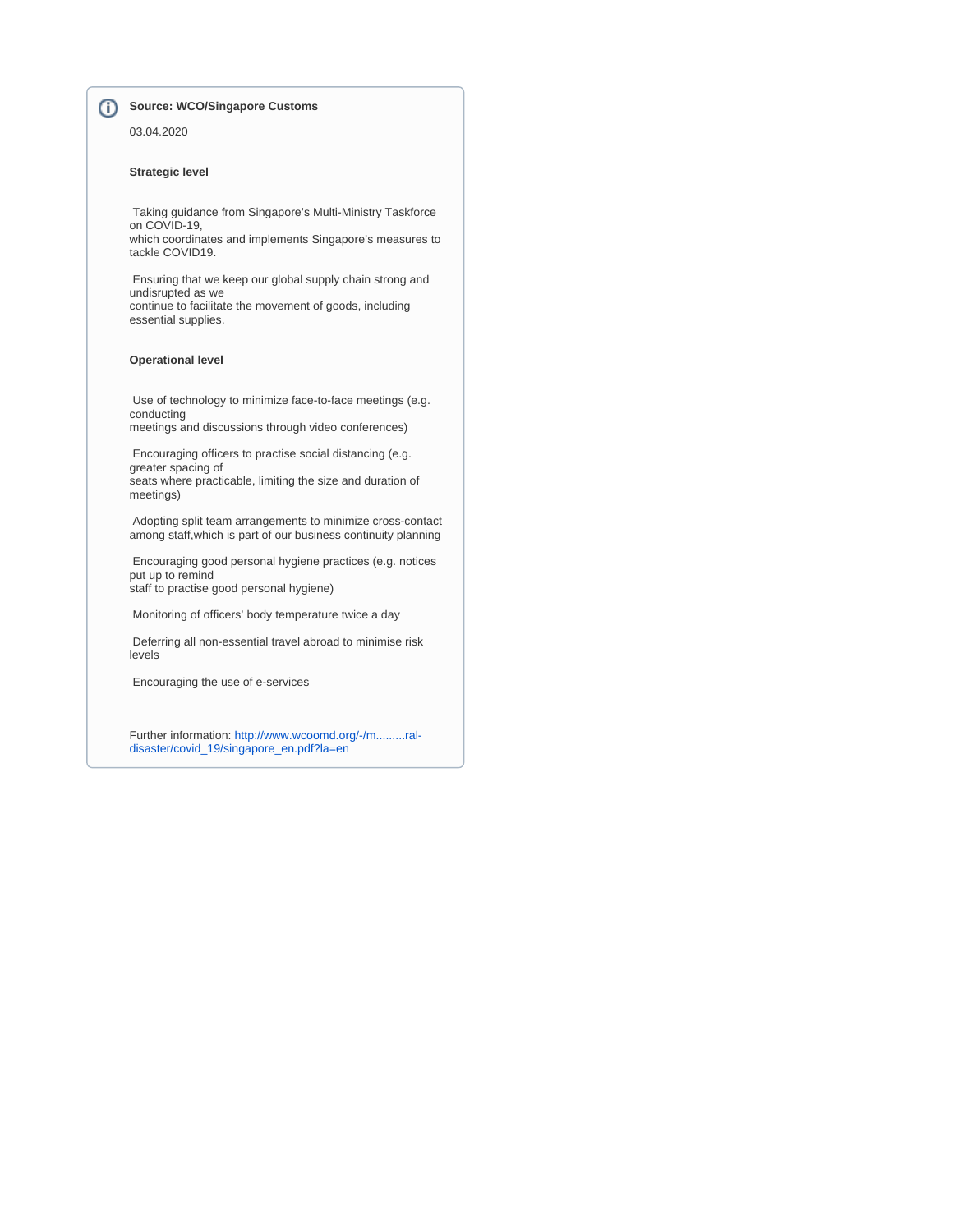**Source: WCO/Singapore Customs**

03.04.2020

**Strategic level**

Taking guidance from Singapore's Multi-Ministry Taskforce on COVID-19, which coordinates and implements Singapore's measures to tackle COVID19.

Ensuring that we keep our global supply chain strong and undisrupted as we continue to facilitate the movement of goods, including essential supplies.

**Operational level**

Use of technology to minimize face-to-face meetings (e.g. conducting meetings and discussions through video conferences)

Encouraging officers to practise social distancing (e.g. greater spacing of seats where practicable, limiting the size and duration of meetings)

Adopting split team arrangements to minimize cross-contact among staff,which is part of our business continuity planning

Encouraging good personal hygiene practices (e.g. notices put up to remind staff to practise good personal hygiene)

Monitoring of officers' body temperature twice a day

Deferring all non-essential travel abroad to minimise risk levels

Encouraging the use of e-services

Further information: http://www.wcoomd.org/-/m.........ral-disaster/covid_19/singapore_en.pdf?la=en